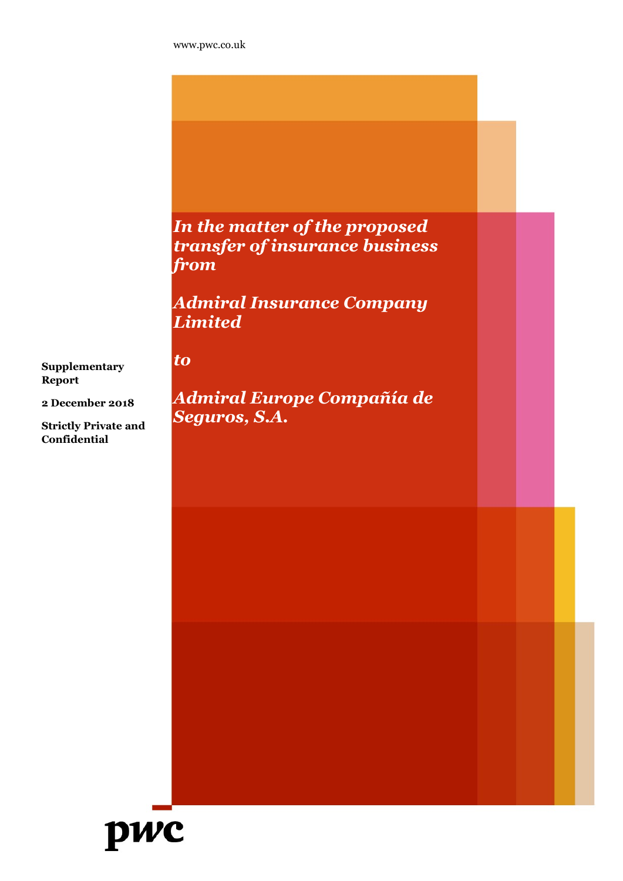www.pwc.co.uk

# *In the matter of the proposed transfer of insurance business from*

# *Admiral Insurance Company Limited*

# *to*

# *Admiral Europe Compañía de Seguros, S.A.*

**Supplementary Report**

**2 December 2018**

**Strictly Private and Confidential**

pwc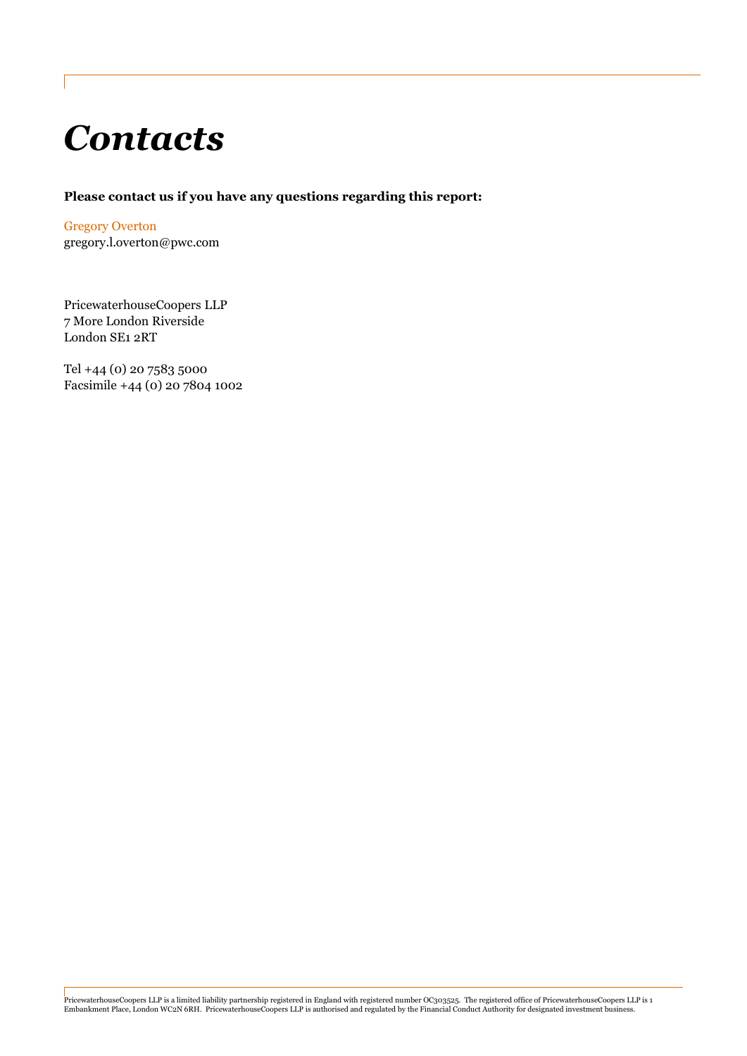# *Contacts*

**Please contact us if you have any questions regarding this report:**

Gregory Overton
gregory.l.overton@pwc.com

PricewaterhouseCoopers LLP
7 More London Riverside
London SE1 2RT

Tel +44 (0) 20 7583 5000
Facsimile +44 (0) 20 7804 1002

PricewaterhouseCoopers LLP is a limited liability partnership registered in England with registered number OC303525. The registered office of PricewaterhouseCoopers LLP is 1 Embankment Place, London WC2N 6RH. PricewaterhouseCoopers LLP is authorised and regulated by the Financial Conduct Authority for designated investment business.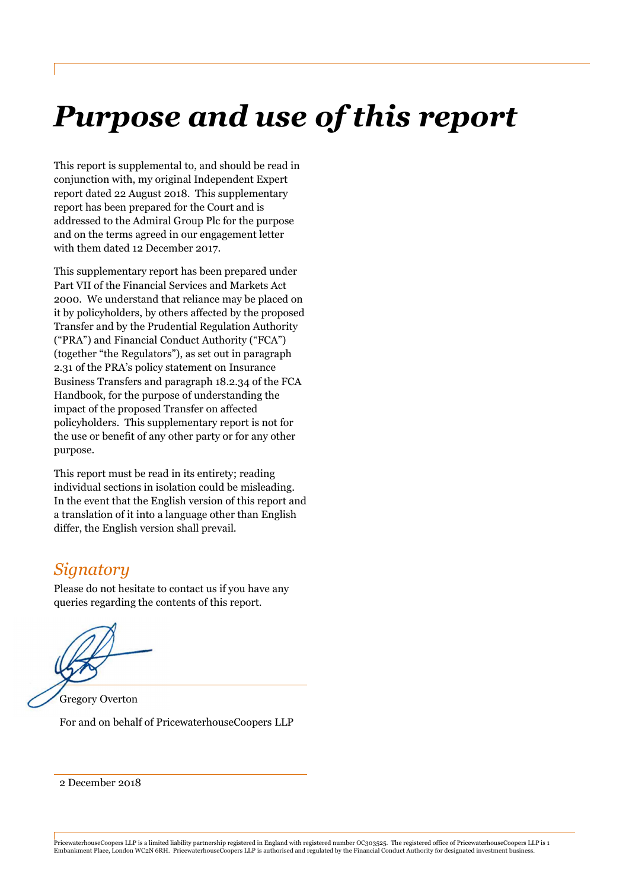# *Purpose and use of this report*

This report is supplemental to, and should be read in conjunction with, my original Independent Expert report dated 22 August 2018. This supplementary report has been prepared for the Court and is addressed to the Admiral Group Plc for the purpose and on the terms agreed in our engagement letter with them dated 12 December 2017.

This supplementary report has been prepared under Part VII of the Financial Services and Markets Act 2000. We understand that reliance may be placed on it by policyholders, by others affected by the proposed Transfer and by the Prudential Regulation Authority ("PRA") and Financial Conduct Authority ("FCA") (together "the Regulators"), as set out in paragraph 2.31 of the PRA's policy statement on Insurance Business Transfers and paragraph 18.2.34 of the FCA Handbook, for the purpose of understanding the impact of the proposed Transfer on affected policyholders. This supplementary report is not for the use or benefit of any other party or for any other purpose.

This report must be read in its entirety; reading individual sections in isolation could be misleading. In the event that the English version of this report and a translation of it into a language other than English differ, the English version shall prevail.

## *Signatory*

Please do not hesitate to contact us if you have any queries regarding the contents of this report.

Gregory Overton

For and on behalf of PricewaterhouseCoopers LLP

2 December 2018

PricewaterhouseCoopers LLP is a limited liability partnership registered in England with registered number OC303525. The registered office of PricewaterhouseCoopers LLP is 1 Embankment Place, London WC2N 6RH. PricewaterhouseCoopers LLP is authorised and regulated by the Financial Conduct Authority for designated investment business.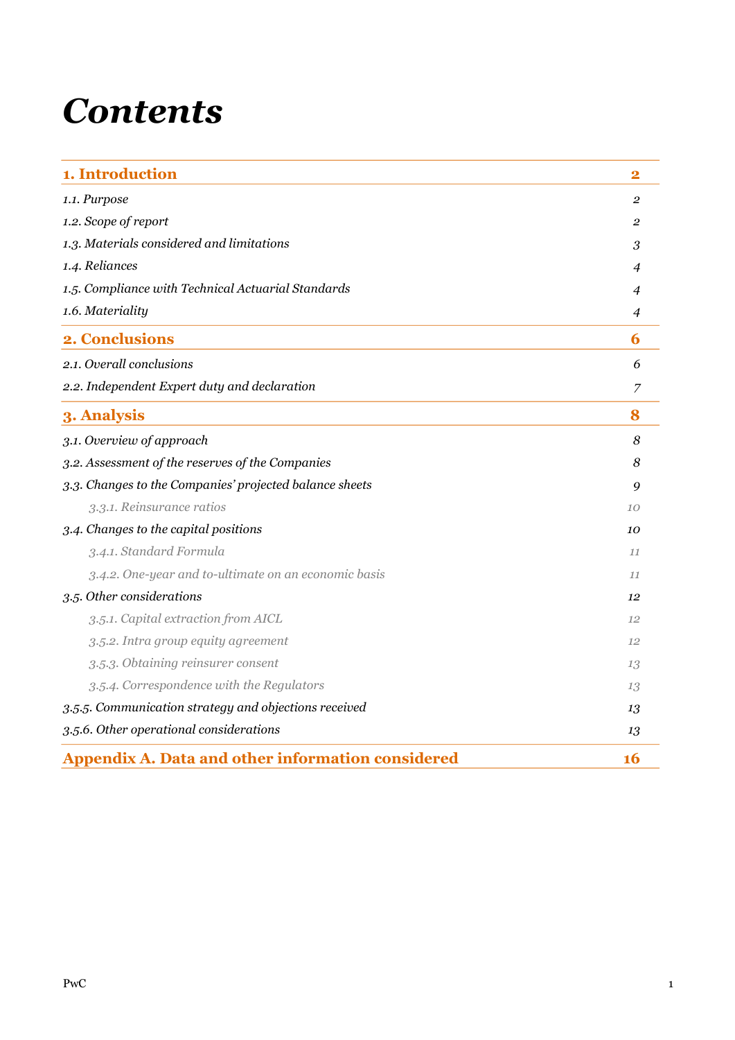# Contents

| | |
|---|---|
| **1. Introduction** | **2** |
| *1.1. Purpose* | *2* |
| *1.2. Scope of report* | *2* |
| *1.3. Materials considered and limitations* | *3* |
| *1.4. Reliances* | *4* |
| *1.5. Compliance with Technical Actuarial Standards* | *4* |
| *1.6. Materiality* | *4* |
| **2. Conclusions** | **6** |
| *2.1. Overall conclusions* | *6* |
| *2.2. Independent Expert duty and declaration* | *7* |
| **3. Analysis** | **8** |
| *3.1. Overview of approach* | *8* |
| *3.2. Assessment of the reserves of the Companies* | *8* |
| *3.3. Changes to the Companies' projected balance sheets* | *9* |
| *3.3.1. Reinsurance ratios* | *10* |
| *3.4. Changes to the capital positions* | *10* |
| *3.4.1. Standard Formula* | *11* |
| *3.4.2. One-year and to-ultimate on an economic basis* | *11* |
| *3.5. Other considerations* | *12* |
| *3.5.1. Capital extraction from AICL* | *12* |
| *3.5.2. Intra group equity agreement* | *12* |
| *3.5.3. Obtaining reinsurer consent* | *13* |
| *3.5.4. Correspondence with the Regulators* | *13* |
| *3.5.5. Communication strategy and objections received* | *13* |
| *3.5.6. Other operational considerations* | *13* |
| **Appendix A. Data and other information considered** | **16** |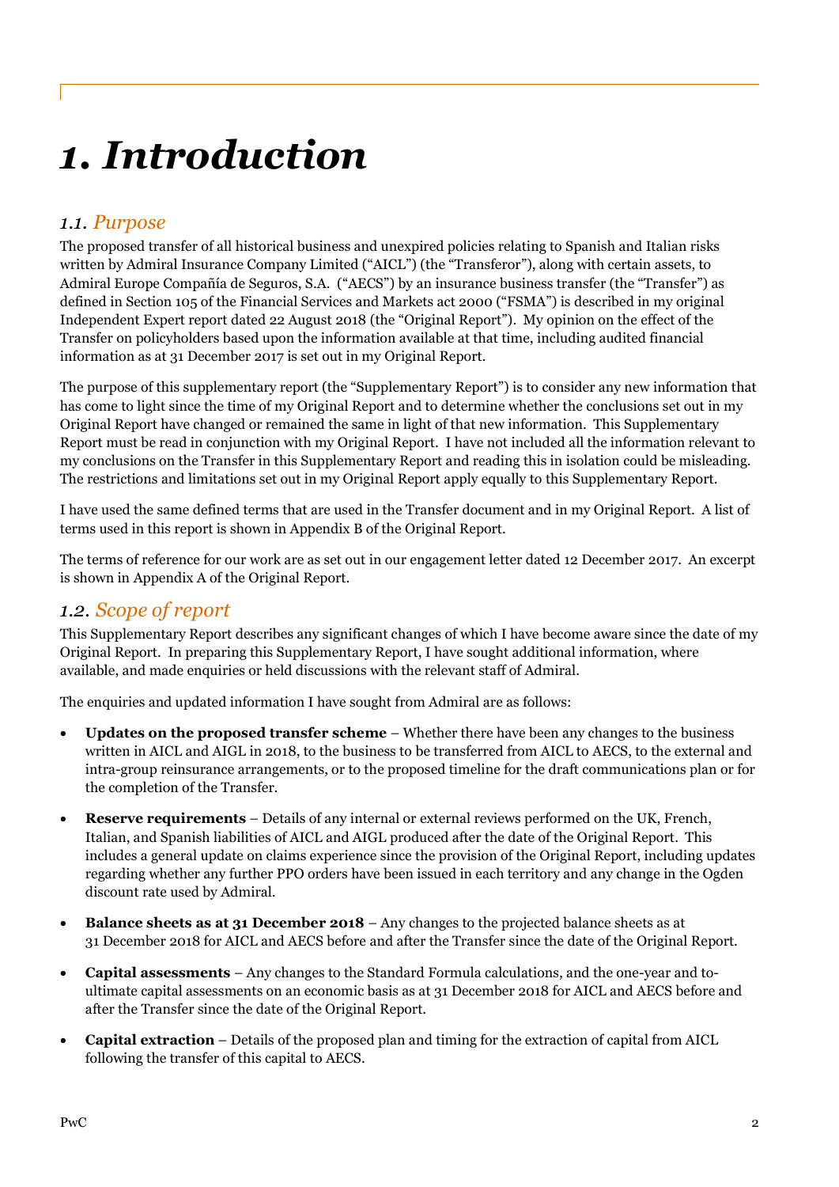# 1. Introduction

## 1.1. Purpose

The proposed transfer of all historical business and unexpired policies relating to Spanish and Italian risks written by Admiral Insurance Company Limited ("AICL") (the "Transferor"), along with certain assets, to Admiral Europe Compañía de Seguros, S.A. ("AECS") by an insurance business transfer (the "Transfer") as defined in Section 105 of the Financial Services and Markets act 2000 ("FSMA") is described in my original Independent Expert report dated 22 August 2018 (the "Original Report"). My opinion on the effect of the Transfer on policyholders based upon the information available at that time, including audited financial information as at 31 December 2017 is set out in my Original Report.

The purpose of this supplementary report (the "Supplementary Report") is to consider any new information that has come to light since the time of my Original Report and to determine whether the conclusions set out in my Original Report have changed or remained the same in light of that new information. This Supplementary Report must be read in conjunction with my Original Report. I have not included all the information relevant to my conclusions on the Transfer in this Supplementary Report and reading this in isolation could be misleading. The restrictions and limitations set out in my Original Report apply equally to this Supplementary Report.

I have used the same defined terms that are used in the Transfer document and in my Original Report. A list of terms used in this report is shown in Appendix B of the Original Report.

The terms of reference for our work are as set out in our engagement letter dated 12 December 2017. An excerpt is shown in Appendix A of the Original Report.

## 1.2. Scope of report

This Supplementary Report describes any significant changes of which I have become aware since the date of my Original Report. In preparing this Supplementary Report, I have sought additional information, where available, and made enquiries or held discussions with the relevant staff of Admiral.

The enquiries and updated information I have sought from Admiral are as follows:

- **Updates on the proposed transfer scheme** – Whether there have been any changes to the business written in AICL and AIGL in 2018, to the business to be transferred from AICL to AECS, to the external and intra-group reinsurance arrangements, or to the proposed timeline for the draft communications plan or for the completion of the Transfer.
- **Reserve requirements** – Details of any internal or external reviews performed on the UK, French, Italian, and Spanish liabilities of AICL and AIGL produced after the date of the Original Report. This includes a general update on claims experience since the provision of the Original Report, including updates regarding whether any further PPO orders have been issued in each territory and any change in the Ogden discount rate used by Admiral.
- **Balance sheets as at 31 December 2018** – Any changes to the projected balance sheets as at 31 December 2018 for AICL and AECS before and after the Transfer since the date of the Original Report.
- **Capital assessments** – Any changes to the Standard Formula calculations, and the one-year and to-ultimate capital assessments on an economic basis as at 31 December 2018 for AICL and AECS before and after the Transfer since the date of the Original Report.
- **Capital extraction** – Details of the proposed plan and timing for the extraction of capital from AICL following the transfer of this capital to AECS.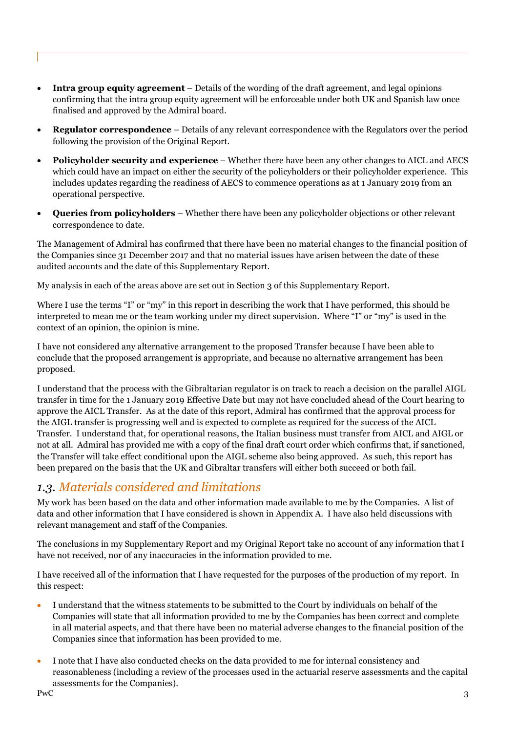- **Intra group equity agreement** – Details of the wording of the draft agreement, and legal opinions confirming that the intra group equity agreement will be enforceable under both UK and Spanish law once finalised and approved by the Admiral board.
- **Regulator correspondence** – Details of any relevant correspondence with the Regulators over the period following the provision of the Original Report.
- **Policyholder security and experience** – Whether there have been any other changes to AICL and AECS which could have an impact on either the security of the policyholders or their policyholder experience. This includes updates regarding the readiness of AECS to commence operations as at 1 January 2019 from an operational perspective.
- **Queries from policyholders** – Whether there have been any policyholder objections or other relevant correspondence to date.

The Management of Admiral has confirmed that there have been no material changes to the financial position of the Companies since 31 December 2017 and that no material issues have arisen between the date of these audited accounts and the date of this Supplementary Report.

My analysis in each of the areas above are set out in Section 3 of this Supplementary Report.

Where I use the terms "I" or "my" in this report in describing the work that I have performed, this should be interpreted to mean me or the team working under my direct supervision. Where "I" or "my" is used in the context of an opinion, the opinion is mine.

I have not considered any alternative arrangement to the proposed Transfer because I have been able to conclude that the proposed arrangement is appropriate, and because no alternative arrangement has been proposed.

I understand that the process with the Gibraltarian regulator is on track to reach a decision on the parallel AIGL transfer in time for the 1 January 2019 Effective Date but may not have concluded ahead of the Court hearing to approve the AICL Transfer. As at the date of this report, Admiral has confirmed that the approval process for the AIGL transfer is progressing well and is expected to complete as required for the success of the AICL Transfer. I understand that, for operational reasons, the Italian business must transfer from AICL and AIGL or not at all. Admiral has provided me with a copy of the final draft court order which confirms that, if sanctioned, the Transfer will take effect conditional upon the AIGL scheme also being approved. As such, this report has been prepared on the basis that the UK and Gibraltar transfers will either both succeed or both fail.

## *1.3. Materials considered and limitations*

My work has been based on the data and other information made available to me by the Companies. A list of data and other information that I have considered is shown in Appendix A. I have also held discussions with relevant management and staff of the Companies.

The conclusions in my Supplementary Report and my Original Report take no account of any information that I have not received, nor of any inaccuracies in the information provided to me.

I have received all of the information that I have requested for the purposes of the production of my report. In this respect:

- I understand that the witness statements to be submitted to the Court by individuals on behalf of the Companies will state that all information provided to me by the Companies has been correct and complete in all material aspects, and that there have been no material adverse changes to the financial position of the Companies since that information has been provided to me.
- I note that I have also conducted checks on the data provided to me for internal consistency and reasonableness (including a review of the processes used in the actuarial reserve assessments and the capital assessments for the Companies).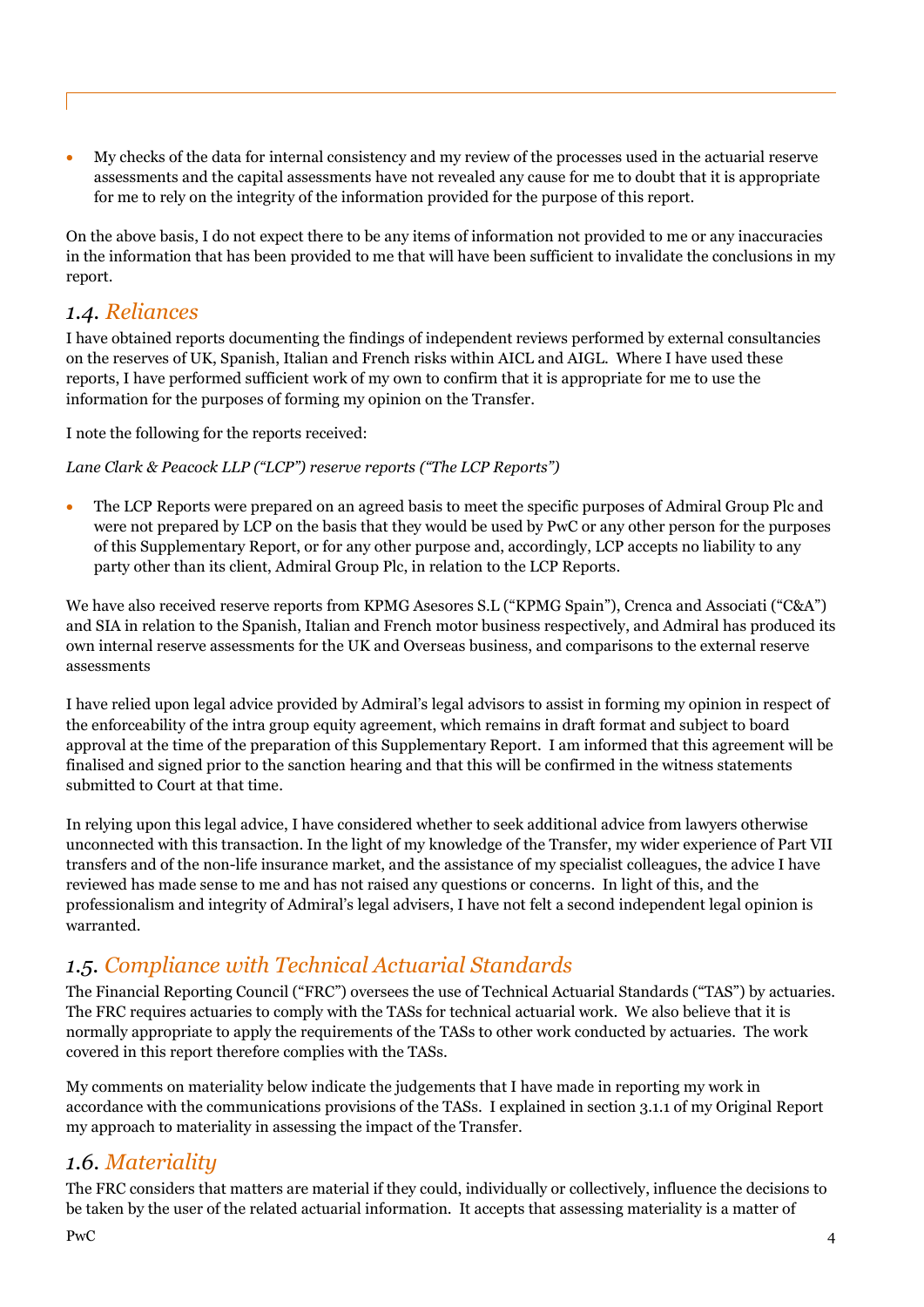- My checks of the data for internal consistency and my review of the processes used in the actuarial reserve assessments and the capital assessments have not revealed any cause for me to doubt that it is appropriate for me to rely on the integrity of the information provided for the purpose of this report.

On the above basis, I do not expect there to be any items of information not provided to me or any inaccuracies in the information that has been provided to me that will have been sufficient to invalidate the conclusions in my report.

## *1.4. Reliances*

I have obtained reports documenting the findings of independent reviews performed by external consultancies on the reserves of UK, Spanish, Italian and French risks within AICL and AIGL. Where I have used these reports, I have performed sufficient work of my own to confirm that it is appropriate for me to use the information for the purposes of forming my opinion on the Transfer.

I note the following for the reports received:

*Lane Clark & Peacock LLP ("LCP") reserve reports ("The LCP Reports")*

- The LCP Reports were prepared on an agreed basis to meet the specific purposes of Admiral Group Plc and were not prepared by LCP on the basis that they would be used by PwC or any other person for the purposes of this Supplementary Report, or for any other purpose and, accordingly, LCP accepts no liability to any party other than its client, Admiral Group Plc, in relation to the LCP Reports.

We have also received reserve reports from KPMG Asesores S.L ("KPMG Spain"), Crenca and Associati ("C&A") and SIA in relation to the Spanish, Italian and French motor business respectively, and Admiral has produced its own internal reserve assessments for the UK and Overseas business, and comparisons to the external reserve assessments

I have relied upon legal advice provided by Admiral's legal advisors to assist in forming my opinion in respect of the enforceability of the intra group equity agreement, which remains in draft format and subject to board approval at the time of the preparation of this Supplementary Report. I am informed that this agreement will be finalised and signed prior to the sanction hearing and that this will be confirmed in the witness statements submitted to Court at that time.

In relying upon this legal advice, I have considered whether to seek additional advice from lawyers otherwise unconnected with this transaction. In the light of my knowledge of the Transfer, my wider experience of Part VII transfers and of the non-life insurance market, and the assistance of my specialist colleagues, the advice I have reviewed has made sense to me and has not raised any questions or concerns. In light of this, and the professionalism and integrity of Admiral's legal advisers, I have not felt a second independent legal opinion is warranted.

## *1.5. Compliance with Technical Actuarial Standards*

The Financial Reporting Council ("FRC") oversees the use of Technical Actuarial Standards ("TAS") by actuaries. The FRC requires actuaries to comply with the TASs for technical actuarial work. We also believe that it is normally appropriate to apply the requirements of the TASs to other work conducted by actuaries. The work covered in this report therefore complies with the TASs.

My comments on materiality below indicate the judgements that I have made in reporting my work in accordance with the communications provisions of the TASs. I explained in section 3.1.1 of my Original Report my approach to materiality in assessing the impact of the Transfer.

## *1.6. Materiality*

The FRC considers that matters are material if they could, individually or collectively, influence the decisions to be taken by the user of the related actuarial information. It accepts that assessing materiality is a matter of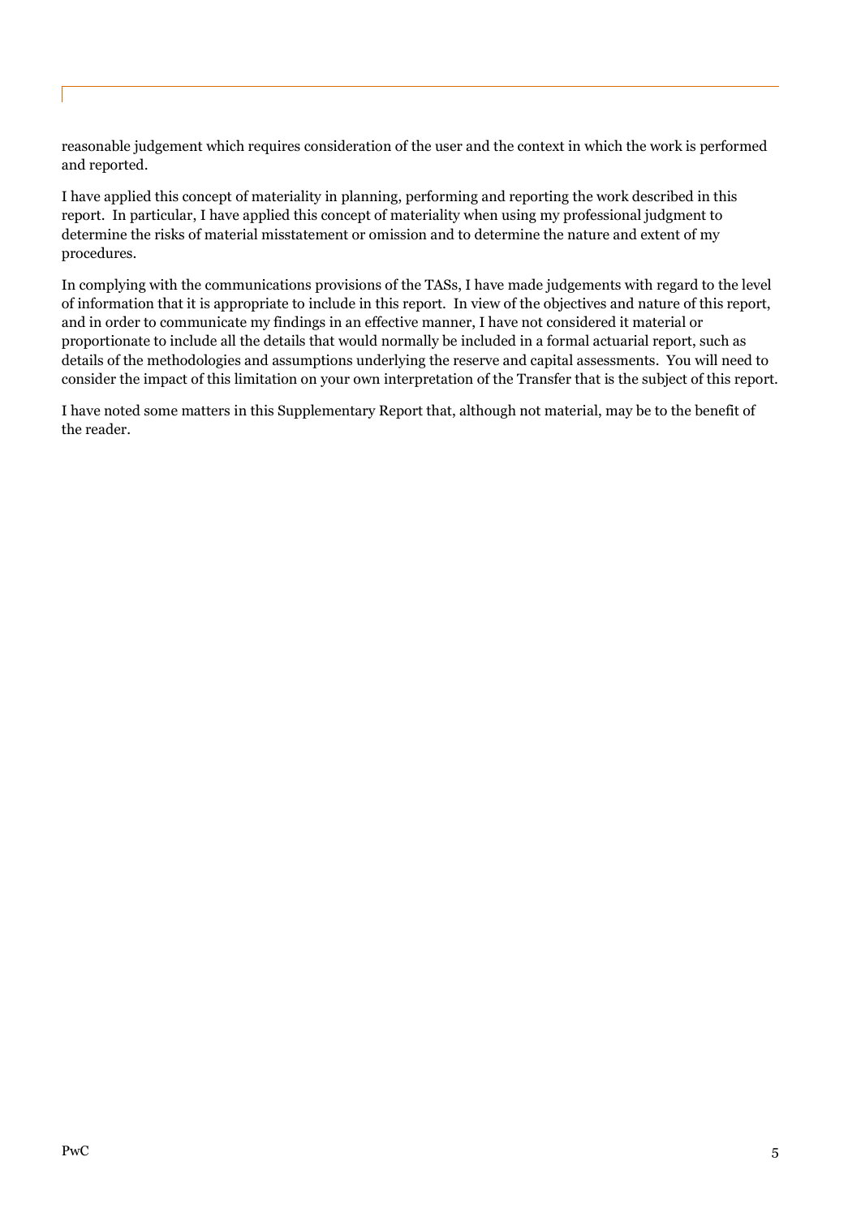reasonable judgement which requires consideration of the user and the context in which the work is performed and reported.

I have applied this concept of materiality in planning, performing and reporting the work described in this report. In particular, I have applied this concept of materiality when using my professional judgment to determine the risks of material misstatement or omission and to determine the nature and extent of my procedures.

In complying with the communications provisions of the TASs, I have made judgements with regard to the level of information that it is appropriate to include in this report. In view of the objectives and nature of this report, and in order to communicate my findings in an effective manner, I have not considered it material or proportionate to include all the details that would normally be included in a formal actuarial report, such as details of the methodologies and assumptions underlying the reserve and capital assessments. You will need to consider the impact of this limitation on your own interpretation of the Transfer that is the subject of this report.

I have noted some matters in this Supplementary Report that, although not material, may be to the benefit of the reader.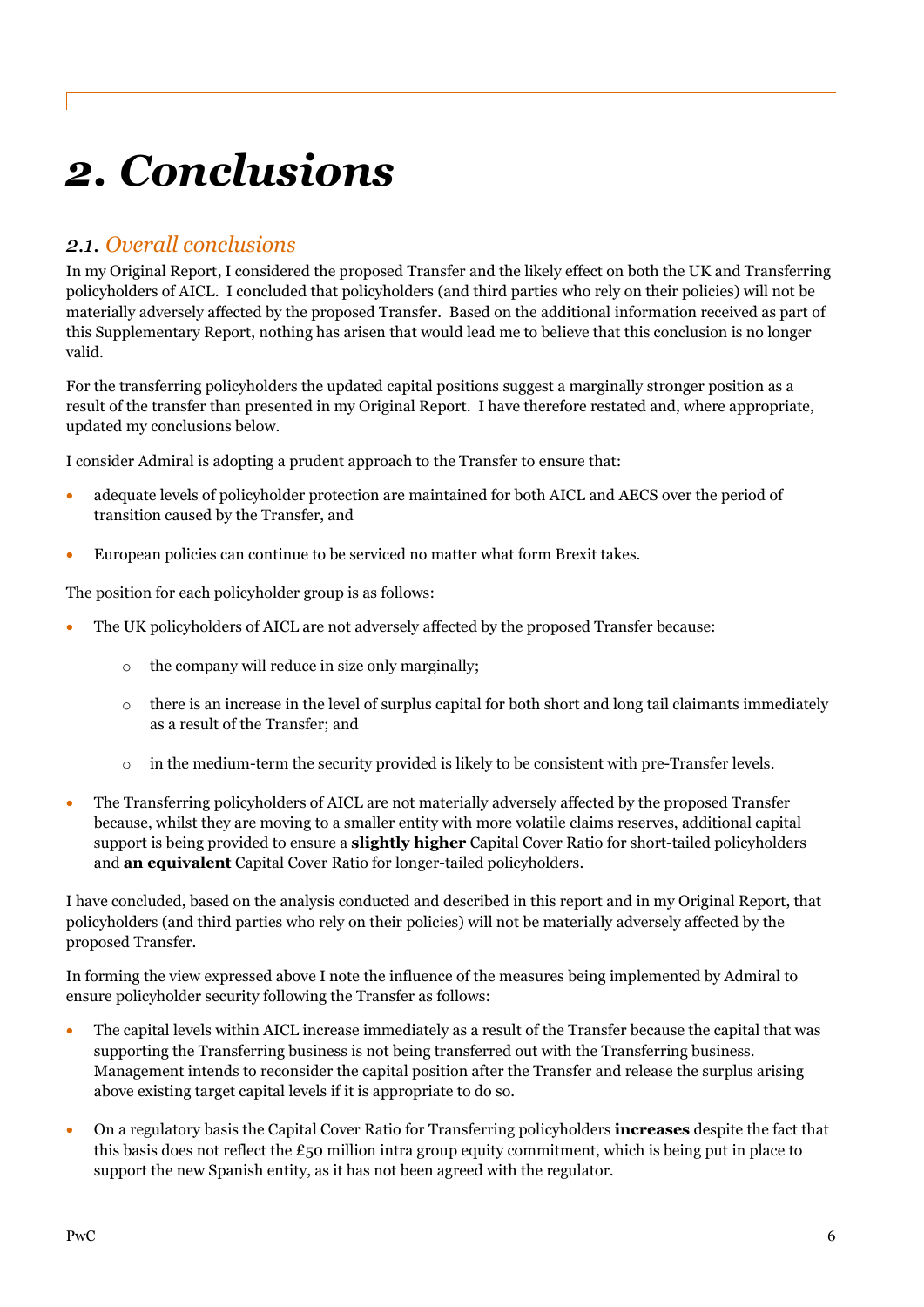# 2. Conclusions

## 2.1. Overall conclusions

In my Original Report, I considered the proposed Transfer and the likely effect on both the UK and Transferring policyholders of AICL. I concluded that policyholders (and third parties who rely on their policies) will not be materially adversely affected by the proposed Transfer. Based on the additional information received as part of this Supplementary Report, nothing has arisen that would lead me to believe that this conclusion is no longer valid.

For the transferring policyholders the updated capital positions suggest a marginally stronger position as a result of the transfer than presented in my Original Report. I have therefore restated and, where appropriate, updated my conclusions below.

I consider Admiral is adopting a prudent approach to the Transfer to ensure that:

- adequate levels of policyholder protection are maintained for both AICL and AECS over the period of transition caused by the Transfer, and
- European policies can continue to be serviced no matter what form Brexit takes.

The position for each policyholder group is as follows:

- The UK policyholders of AICL are not adversely affected by the proposed Transfer because:
    - the company will reduce in size only marginally;
    - there is an increase in the level of surplus capital for both short and long tail claimants immediately as a result of the Transfer; and
    - in the medium-term the security provided is likely to be consistent with pre-Transfer levels.
- The Transferring policyholders of AICL are not materially adversely affected by the proposed Transfer because, whilst they are moving to a smaller entity with more volatile claims reserves, additional capital support is being provided to ensure a **slightly higher** Capital Cover Ratio for short-tailed policyholders and **an equivalent** Capital Cover Ratio for longer-tailed policyholders.

I have concluded, based on the analysis conducted and described in this report and in my Original Report, that policyholders (and third parties who rely on their policies) will not be materially adversely affected by the proposed Transfer.

In forming the view expressed above I note the influence of the measures being implemented by Admiral to ensure policyholder security following the Transfer as follows:

- The capital levels within AICL increase immediately as a result of the Transfer because the capital that was supporting the Transferring business is not being transferred out with the Transferring business. Management intends to reconsider the capital position after the Transfer and release the surplus arising above existing target capital levels if it is appropriate to do so.
- On a regulatory basis the Capital Cover Ratio for Transferring policyholders **increases** despite the fact that this basis does not reflect the £50 million intra group equity commitment, which is being put in place to support the new Spanish entity, as it has not been agreed with the regulator.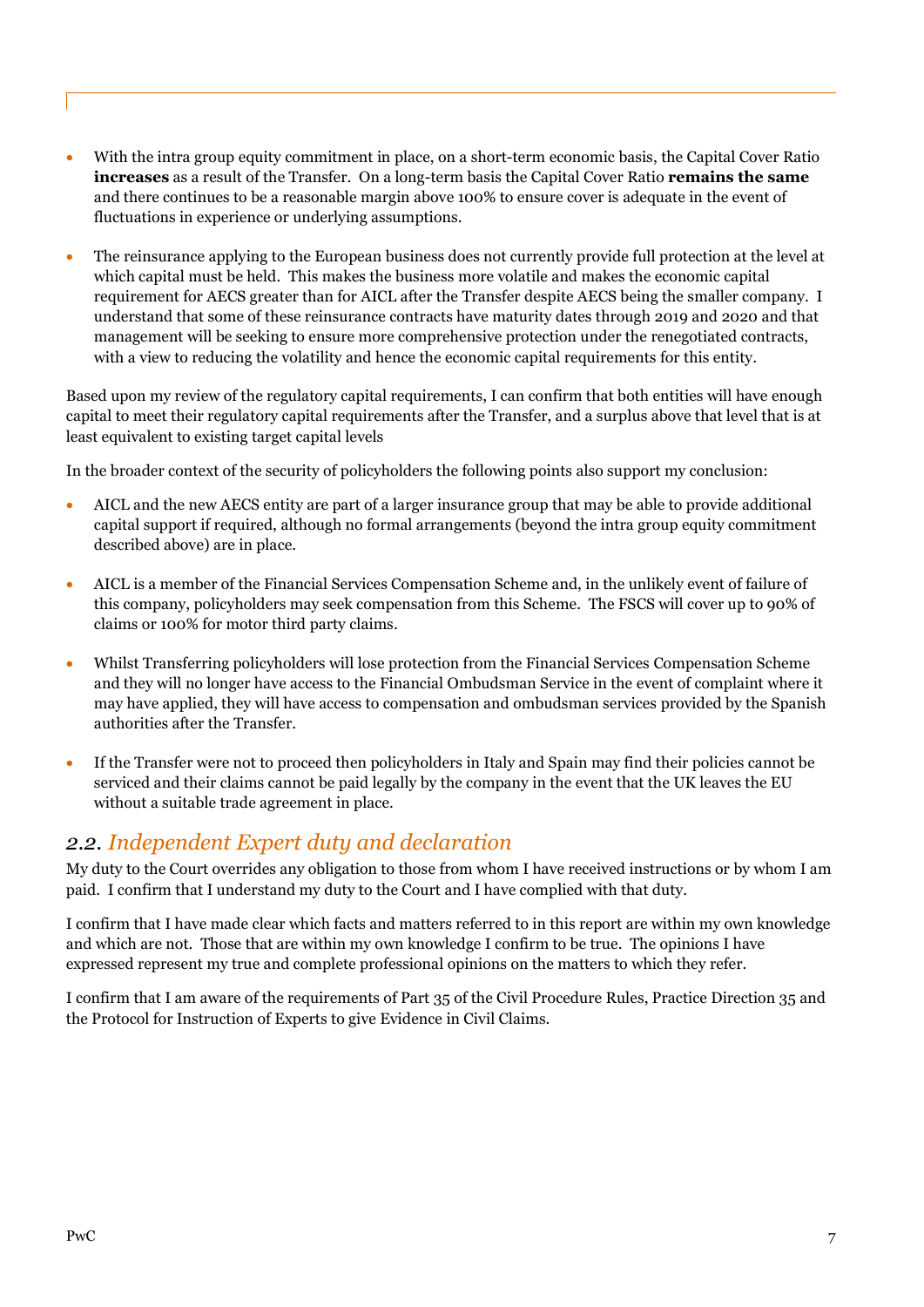- With the intra group equity commitment in place, on a short-term economic basis, the Capital Cover Ratio **increases** as a result of the Transfer. On a long-term basis the Capital Cover Ratio **remains the same** and there continues to be a reasonable margin above 100% to ensure cover is adequate in the event of fluctuations in experience or underlying assumptions.

- The reinsurance applying to the European business does not currently provide full protection at the level at which capital must be held. This makes the business more volatile and makes the economic capital requirement for AECS greater than for AICL after the Transfer despite AECS being the smaller company. I understand that some of these reinsurance contracts have maturity dates through 2019 and 2020 and that management will be seeking to ensure more comprehensive protection under the renegotiated contracts, with a view to reducing the volatility and hence the economic capital requirements for this entity.

Based upon my review of the regulatory capital requirements, I can confirm that both entities will have enough capital to meet their regulatory capital requirements after the Transfer, and a surplus above that level that is at least equivalent to existing target capital levels

In the broader context of the security of policyholders the following points also support my conclusion:

- AICL and the new AECS entity are part of a larger insurance group that may be able to provide additional capital support if required, although no formal arrangements (beyond the intra group equity commitment described above) are in place.

- AICL is a member of the Financial Services Compensation Scheme and, in the unlikely event of failure of this company, policyholders may seek compensation from this Scheme. The FSCS will cover up to 90% of claims or 100% for motor third party claims.

- Whilst Transferring policyholders will lose protection from the Financial Services Compensation Scheme and they will no longer have access to the Financial Ombudsman Service in the event of complaint where it may have applied, they will have access to compensation and ombudsman services provided by the Spanish authorities after the Transfer.

- If the Transfer were not to proceed then policyholders in Italy and Spain may find their policies cannot be serviced and their claims cannot be paid legally by the company in the event that the UK leaves the EU without a suitable trade agreement in place.

## 2.2. *Independent Expert duty and declaration*

My duty to the Court overrides any obligation to those from whom I have received instructions or by whom I am paid. I confirm that I understand my duty to the Court and I have complied with that duty.

I confirm that I have made clear which facts and matters referred to in this report are within my own knowledge and which are not. Those that are within my own knowledge I confirm to be true. The opinions I have expressed represent my true and complete professional opinions on the matters to which they refer.

I confirm that I am aware of the requirements of Part 35 of the Civil Procedure Rules, Practice Direction 35 and the Protocol for Instruction of Experts to give Evidence in Civil Claims.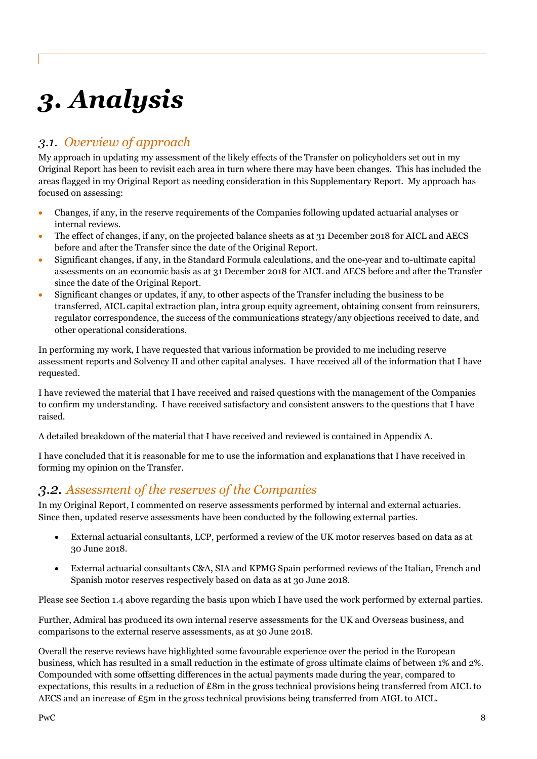# 3. Analysis

## 3.1. Overview of approach

My approach in updating my assessment of the likely effects of the Transfer on policyholders set out in my Original Report has been to revisit each area in turn where there may have been changes. This has included the areas flagged in my Original Report as needing consideration in this Supplementary Report. My approach has focused on assessing:

- Changes, if any, in the reserve requirements of the Companies following updated actuarial analyses or internal reviews.
- The effect of changes, if any, on the projected balance sheets as at 31 December 2018 for AICL and AECS before and after the Transfer since the date of the Original Report.
- Significant changes, if any, in the Standard Formula calculations, and the one-year and to-ultimate capital assessments on an economic basis as at 31 December 2018 for AICL and AECS before and after the Transfer since the date of the Original Report.
- Significant changes or updates, if any, to other aspects of the Transfer including the business to be transferred, AICL capital extraction plan, intra group equity agreement, obtaining consent from reinsurers, regulator correspondence, the success of the communications strategy/any objections received to date, and other operational considerations.

In performing my work, I have requested that various information be provided to me including reserve assessment reports and Solvency II and other capital analyses. I have received all of the information that I have requested.

I have reviewed the material that I have received and raised questions with the management of the Companies to confirm my understanding. I have received satisfactory and consistent answers to the questions that I have raised.

A detailed breakdown of the material that I have received and reviewed is contained in Appendix A.

I have concluded that it is reasonable for me to use the information and explanations that I have received in forming my opinion on the Transfer.

## 3.2. Assessment of the reserves of the Companies

In my Original Report, I commented on reserve assessments performed by internal and external actuaries. Since then, updated reserve assessments have been conducted by the following external parties.

- External actuarial consultants, LCP, performed a review of the UK motor reserves based on data as at 30 June 2018.
- External actuarial consultants C&A, SIA and KPMG Spain performed reviews of the Italian, French and Spanish motor reserves respectively based on data as at 30 June 2018.

Please see Section 1.4 above regarding the basis upon which I have used the work performed by external parties.

Further, Admiral has produced its own internal reserve assessments for the UK and Overseas business, and comparisons to the external reserve assessments, as at 30 June 2018.

Overall the reserve reviews have highlighted some favourable experience over the period in the European business, which has resulted in a small reduction in the estimate of gross ultimate claims of between 1% and 2%. Compounded with some offsetting differences in the actual payments made during the year, compared to expectations, this results in a reduction of £8m in the gross technical provisions being transferred from AICL to AECS and an increase of £5m in the gross technical provisions being transferred from AIGL to AICL.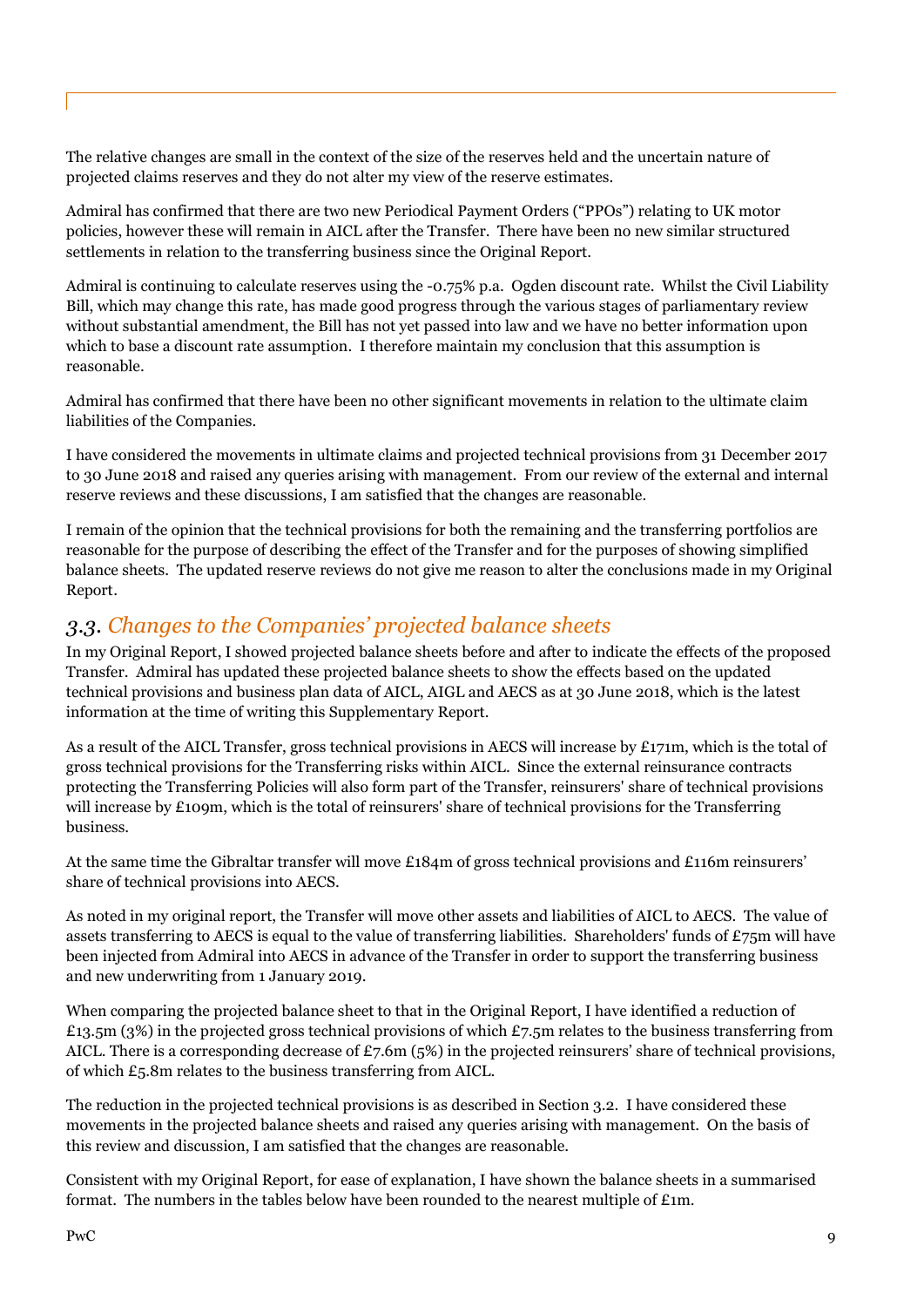The relative changes are small in the context of the size of the reserves held and the uncertain nature of projected claims reserves and they do not alter my view of the reserve estimates.

Admiral has confirmed that there are two new Periodical Payment Orders ("PPOs") relating to UK motor policies, however these will remain in AICL after the Transfer. There have been no new similar structured settlements in relation to the transferring business since the Original Report.

Admiral is continuing to calculate reserves using the -0.75% p.a. Ogden discount rate. Whilst the Civil Liability Bill, which may change this rate, has made good progress through the various stages of parliamentary review without substantial amendment, the Bill has not yet passed into law and we have no better information upon which to base a discount rate assumption. I therefore maintain my conclusion that this assumption is reasonable.

Admiral has confirmed that there have been no other significant movements in relation to the ultimate claim liabilities of the Companies.

I have considered the movements in ultimate claims and projected technical provisions from 31 December 2017 to 30 June 2018 and raised any queries arising with management. From our review of the external and internal reserve reviews and these discussions, I am satisfied that the changes are reasonable.

I remain of the opinion that the technical provisions for both the remaining and the transferring portfolios are reasonable for the purpose of describing the effect of the Transfer and for the purposes of showing simplified balance sheets. The updated reserve reviews do not give me reason to alter the conclusions made in my Original Report.

## 3.3. *Changes to the Companies' projected balance sheets*

In my Original Report, I showed projected balance sheets before and after to indicate the effects of the proposed Transfer. Admiral has updated these projected balance sheets to show the effects based on the updated technical provisions and business plan data of AICL, AIGL and AECS as at 30 June 2018, which is the latest information at the time of writing this Supplementary Report.

As a result of the AICL Transfer, gross technical provisions in AECS will increase by £171m, which is the total of gross technical provisions for the Transferring risks within AICL. Since the external reinsurance contracts protecting the Transferring Policies will also form part of the Transfer, reinsurers' share of technical provisions will increase by £109m, which is the total of reinsurers' share of technical provisions for the Transferring business.

At the same time the Gibraltar transfer will move £184m of gross technical provisions and £116m reinsurers' share of technical provisions into AECS.

As noted in my original report, the Transfer will move other assets and liabilities of AICL to AECS. The value of assets transferring to AECS is equal to the value of transferring liabilities. Shareholders' funds of £75m will have been injected from Admiral into AECS in advance of the Transfer in order to support the transferring business and new underwriting from 1 January 2019.

When comparing the projected balance sheet to that in the Original Report, I have identified a reduction of £13.5m (3%) in the projected gross technical provisions of which £7.5m relates to the business transferring from AICL. There is a corresponding decrease of £7.6m (5%) in the projected reinsurers' share of technical provisions, of which £5.8m relates to the business transferring from AICL.

The reduction in the projected technical provisions is as described in Section 3.2. I have considered these movements in the projected balance sheets and raised any queries arising with management. On the basis of this review and discussion, I am satisfied that the changes are reasonable.

Consistent with my Original Report, for ease of explanation, I have shown the balance sheets in a summarised format. The numbers in the tables below have been rounded to the nearest multiple of £1m.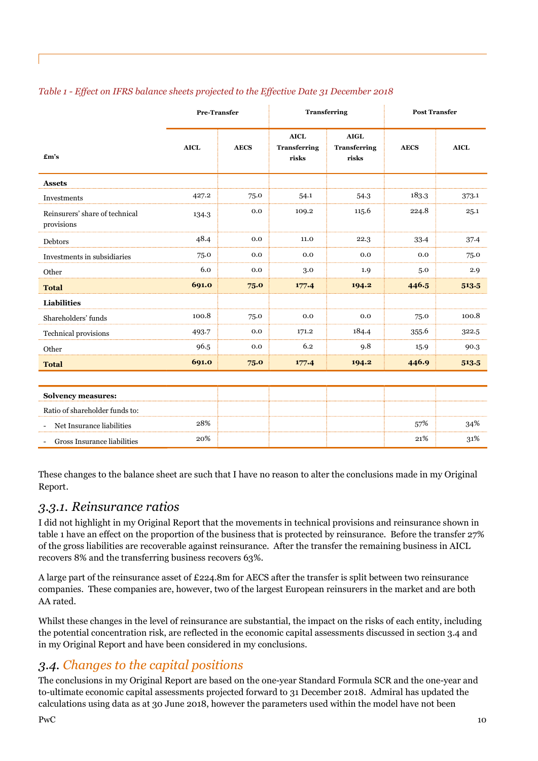*Table 1 - Effect on IFRS balance sheets projected to the Effective Date 31 December 2018*

| £m's | Pre-Transfer | | Transferring | | Post Transfer | |
|---|---|---|---|---|---|---|
| | AICL | AECS | AICL Transferring risks | AIGL Transferring risks | AECS | AICL |
| **Assets** | | | | | | |
| Investments | 427.2 | 75.0 | 54.1 | 54.3 | 183.3 | 373.1 |
| Reinsurers' share of technical provisions | 134.3 | 0.0 | 109.2 | 115.6 | 224.8 | 25.1 |
| Debtors | 48.4 | 0.0 | 11.0 | 22.3 | 33.4 | 37.4 |
| Investments in subsidiaries | 75.0 | 0.0 | 0.0 | 0.0 | 0.0 | 75.0 |
| Other | 6.0 | 0.0 | 3.0 | 1.9 | 5.0 | 2.9 |
| **Total** | **691.0** | **75.0** | **177.4** | **194.2** | **446.5** | **513.5** |
| **Liabilities** | | | | | | |
| Shareholders' funds | 100.8 | 75.0 | 0.0 | 0.0 | 75.0 | 100.8 |
| Technical provisions | 493.7 | 0.0 | 171.2 | 184.4 | 355.6 | 322.5 |
| Other | 96.5 | 0.0 | 6.2 | 9.8 | 15.9 | 90.3 |
| **Total** | **691.0** | **75.0** | **177.4** | **194.2** | **446.9** | **513.5** |
| | | | | | | |
| **Solvency measures:** | | | | | | |
| Ratio of shareholder funds to: | | | | | | |
| - Net Insurance liabilities | 28% | | | | 57% | 34% |
| - Gross Insurance liabilities | 20% | | | | 21% | 31% |

These changes to the balance sheet are such that I have no reason to alter the conclusions made in my Original Report.

### 3.3.1. Reinsurance ratios

I did not highlight in my Original Report that the movements in technical provisions and reinsurance shown in table 1 have an effect on the proportion of the business that is protected by reinsurance. Before the transfer 27% of the gross liabilities are recoverable against reinsurance. After the transfer the remaining business in AICL recovers 8% and the transferring business recovers 63%.

A large part of the reinsurance asset of £224.8m for AECS after the transfer is split between two reinsurance companies. These companies are, however, two of the largest European reinsurers in the market and are both AA rated.

Whilst these changes in the level of reinsurance are substantial, the impact on the risks of each entity, including the potential concentration risk, are reflected in the economic capital assessments discussed in section 3.4 and in my Original Report and have been considered in my conclusions.

## 3.4. Changes to the capital positions

The conclusions in my Original Report are based on the one-year Standard Formula SCR and the one-year and to-ultimate economic capital assessments projected forward to 31 December 2018. Admiral has updated the calculations using data as at 30 June 2018, however the parameters used within the model have not been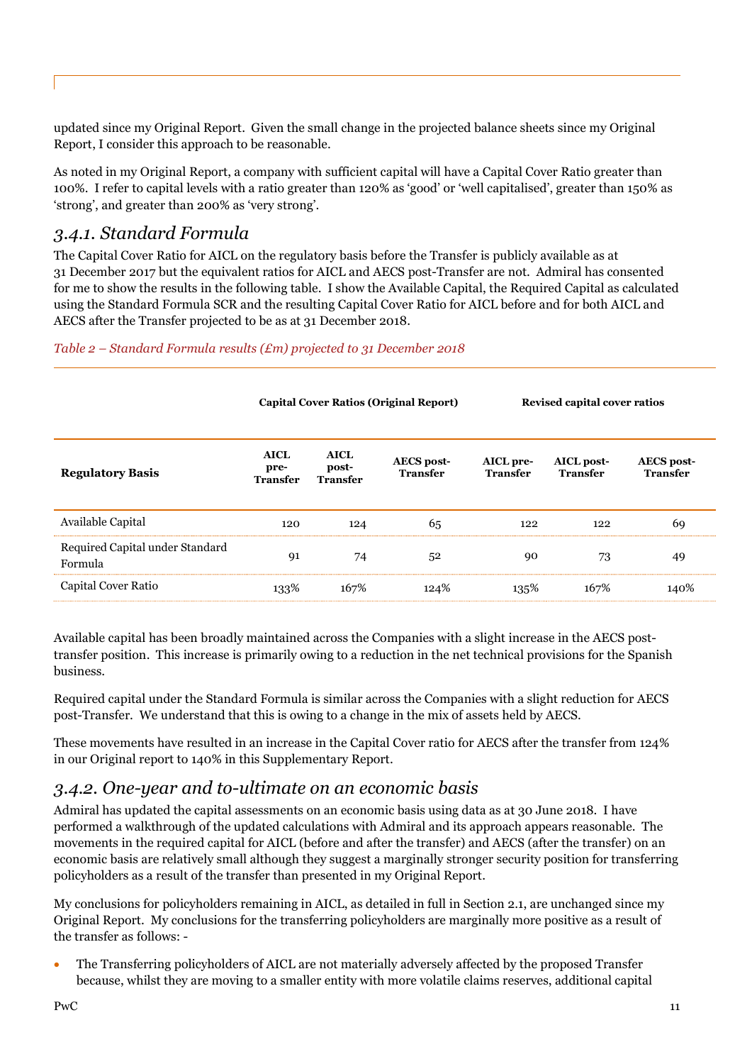updated since my Original Report. Given the small change in the projected balance sheets since my Original Report, I consider this approach to be reasonable.

As noted in my Original Report, a company with sufficient capital will have a Capital Cover Ratio greater than 100%. I refer to capital levels with a ratio greater than 120% as 'good' or 'well capitalised', greater than 150% as 'strong', and greater than 200% as 'very strong'.

### *3.4.1. Standard Formula*

The Capital Cover Ratio for AICL on the regulatory basis before the Transfer is publicly available as at 31 December 2017 but the equivalent ratios for AICL and AECS post-Transfer are not. Admiral has consented for me to show the results in the following table. I show the Available Capital, the Required Capital as calculated using the Standard Formula SCR and the resulting Capital Cover Ratio for AICL before and for both AICL and AECS after the Transfer projected to be as at 31 December 2018.

*Table 2 – Standard Formula results (£m) projected to 31 December 2018*

| | **Capital Cover Ratios (Original Report)** | | | **Revised capital cover ratios** | | |
|---|---|---|---|---|---|---|
| **Regulatory Basis** | **AICL pre-Transfer** | **AICL post-Transfer** | **AECS post-Transfer** | **AICL pre-Transfer** | **AICL post-Transfer** | **AECS post-Transfer** |
| Available Capital | 120 | 124 | 65 | 122 | 122 | 69 |
| Required Capital under Standard Formula | 91 | 74 | 52 | 90 | 73 | 49 |
| Capital Cover Ratio | 133% | 167% | 124% | 135% | 167% | 140% |

Available capital has been broadly maintained across the Companies with a slight increase in the AECS post-transfer position. This increase is primarily owing to a reduction in the net technical provisions for the Spanish business.

Required capital under the Standard Formula is similar across the Companies with a slight reduction for AECS post-Transfer. We understand that this is owing to a change in the mix of assets held by AECS.

These movements have resulted in an increase in the Capital Cover ratio for AECS after the transfer from 124% in our Original report to 140% in this Supplementary Report.

### *3.4.2. One-year and to-ultimate on an economic basis*

Admiral has updated the capital assessments on an economic basis using data as at 30 June 2018. I have performed a walkthrough of the updated calculations with Admiral and its approach appears reasonable. The movements in the required capital for AICL (before and after the transfer) and AECS (after the transfer) on an economic basis are relatively small although they suggest a marginally stronger security position for transferring policyholders as a result of the transfer than presented in my Original Report.

My conclusions for policyholders remaining in AICL, as detailed in full in Section 2.1, are unchanged since my Original Report. My conclusions for the transferring policyholders are marginally more positive as a result of the transfer as follows: -

- The Transferring policyholders of AICL are not materially adversely affected by the proposed Transfer because, whilst they are moving to a smaller entity with more volatile claims reserves, additional capital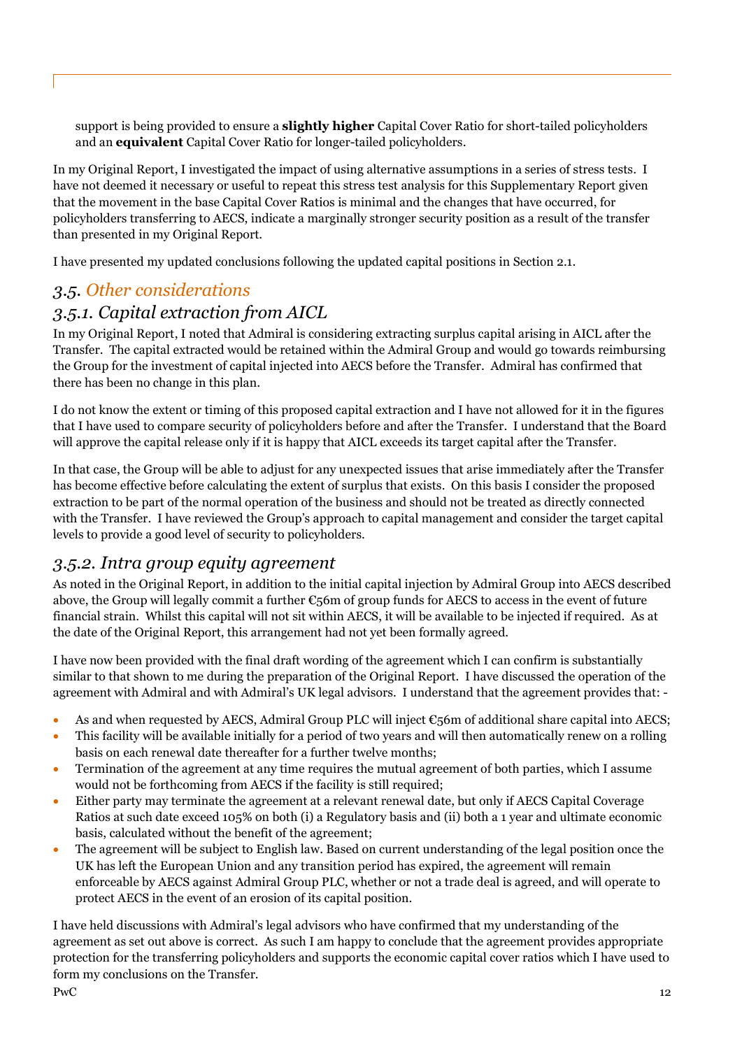support is being provided to ensure a **slightly higher** Capital Cover Ratio for short-tailed policyholders and an **equivalent** Capital Cover Ratio for longer-tailed policyholders.

In my Original Report, I investigated the impact of using alternative assumptions in a series of stress tests. I have not deemed it necessary or useful to repeat this stress test analysis for this Supplementary Report given that the movement in the base Capital Cover Ratios is minimal and the changes that have occurred, for policyholders transferring to AECS, indicate a marginally stronger security position as a result of the transfer than presented in my Original Report.

I have presented my updated conclusions following the updated capital positions in Section 2.1.

## *3.5. Other considerations*

### *3.5.1. Capital extraction from AICL*

In my Original Report, I noted that Admiral is considering extracting surplus capital arising in AICL after the Transfer. The capital extracted would be retained within the Admiral Group and would go towards reimbursing the Group for the investment of capital injected into AECS before the Transfer. Admiral has confirmed that there has been no change in this plan.

I do not know the extent or timing of this proposed capital extraction and I have not allowed for it in the figures that I have used to compare security of policyholders before and after the Transfer. I understand that the Board will approve the capital release only if it is happy that AICL exceeds its target capital after the Transfer.

In that case, the Group will be able to adjust for any unexpected issues that arise immediately after the Transfer has become effective before calculating the extent of surplus that exists. On this basis I consider the proposed extraction to be part of the normal operation of the business and should not be treated as directly connected with the Transfer. I have reviewed the Group's approach to capital management and consider the target capital levels to provide a good level of security to policyholders.

### *3.5.2. Intra group equity agreement*

As noted in the Original Report, in addition to the initial capital injection by Admiral Group into AECS described above, the Group will legally commit a further €56m of group funds for AECS to access in the event of future financial strain. Whilst this capital will not sit within AECS, it will be available to be injected if required. As at the date of the Original Report, this arrangement had not yet been formally agreed.

I have now been provided with the final draft wording of the agreement which I can confirm is substantially similar to that shown to me during the preparation of the Original Report. I have discussed the operation of the agreement with Admiral and with Admiral's UK legal advisors. I understand that the agreement provides that: -

- As and when requested by AECS, Admiral Group PLC will inject €56m of additional share capital into AECS;
- This facility will be available initially for a period of two years and will then automatically renew on a rolling basis on each renewal date thereafter for a further twelve months;
- Termination of the agreement at any time requires the mutual agreement of both parties, which I assume would not be forthcoming from AECS if the facility is still required;
- Either party may terminate the agreement at a relevant renewal date, but only if AECS Capital Coverage Ratios at such date exceed 105% on both (i) a Regulatory basis and (ii) both a 1 year and ultimate economic basis, calculated without the benefit of the agreement;
- The agreement will be subject to English law. Based on current understanding of the legal position once the UK has left the European Union and any transition period has expired, the agreement will remain enforceable by AECS against Admiral Group PLC, whether or not a trade deal is agreed, and will operate to protect AECS in the event of an erosion of its capital position.

I have held discussions with Admiral's legal advisors who have confirmed that my understanding of the agreement as set out above is correct. As such I am happy to conclude that the agreement provides appropriate protection for the transferring policyholders and supports the economic capital cover ratios which I have used to form my conclusions on the Transfer.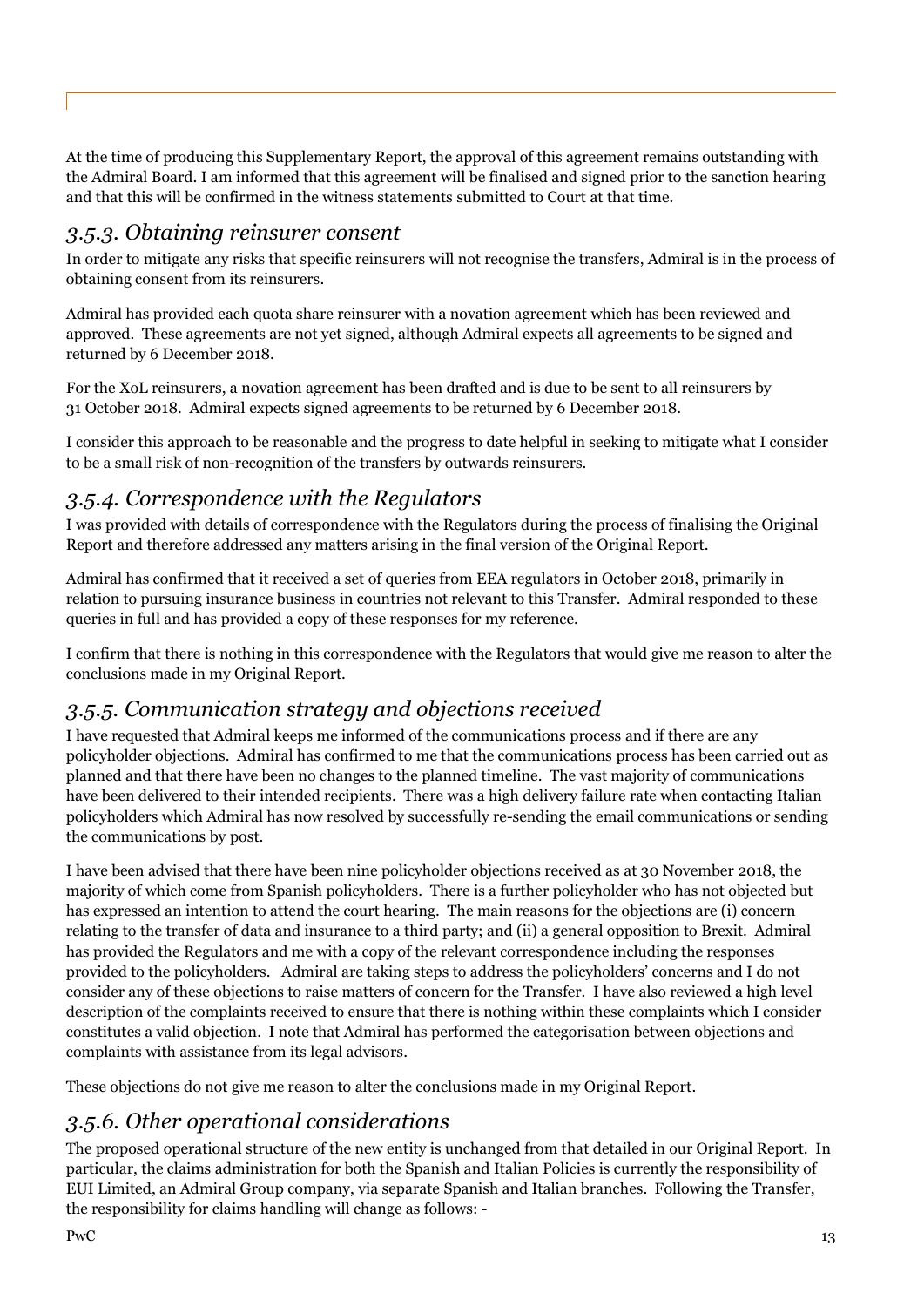At the time of producing this Supplementary Report, the approval of this agreement remains outstanding with the Admiral Board. I am informed that this agreement will be finalised and signed prior to the sanction hearing and that this will be confirmed in the witness statements submitted to Court at that time.

### *3.5.3. Obtaining reinsurer consent*

In order to mitigate any risks that specific reinsurers will not recognise the transfers, Admiral is in the process of obtaining consent from its reinsurers.

Admiral has provided each quota share reinsurer with a novation agreement which has been reviewed and approved. These agreements are not yet signed, although Admiral expects all agreements to be signed and returned by 6 December 2018.

For the XoL reinsurers, a novation agreement has been drafted and is due to be sent to all reinsurers by 31 October 2018. Admiral expects signed agreements to be returned by 6 December 2018.

I consider this approach to be reasonable and the progress to date helpful in seeking to mitigate what I consider to be a small risk of non-recognition of the transfers by outwards reinsurers.

### *3.5.4. Correspondence with the Regulators*

I was provided with details of correspondence with the Regulators during the process of finalising the Original Report and therefore addressed any matters arising in the final version of the Original Report.

Admiral has confirmed that it received a set of queries from EEA regulators in October 2018, primarily in relation to pursuing insurance business in countries not relevant to this Transfer. Admiral responded to these queries in full and has provided a copy of these responses for my reference.

I confirm that there is nothing in this correspondence with the Regulators that would give me reason to alter the conclusions made in my Original Report.

### *3.5.5. Communication strategy and objections received*

I have requested that Admiral keeps me informed of the communications process and if there are any policyholder objections. Admiral has confirmed to me that the communications process has been carried out as planned and that there have been no changes to the planned timeline. The vast majority of communications have been delivered to their intended recipients. There was a high delivery failure rate when contacting Italian policyholders which Admiral has now resolved by successfully re-sending the email communications or sending the communications by post.

I have been advised that there have been nine policyholder objections received as at 30 November 2018, the majority of which come from Spanish policyholders. There is a further policyholder who has not objected but has expressed an intention to attend the court hearing. The main reasons for the objections are (i) concern relating to the transfer of data and insurance to a third party; and (ii) a general opposition to Brexit. Admiral has provided the Regulators and me with a copy of the relevant correspondence including the responses provided to the policyholders. Admiral are taking steps to address the policyholders' concerns and I do not consider any of these objections to raise matters of concern for the Transfer. I have also reviewed a high level description of the complaints received to ensure that there is nothing within these complaints which I consider constitutes a valid objection. I note that Admiral has performed the categorisation between objections and complaints with assistance from its legal advisors.

These objections do not give me reason to alter the conclusions made in my Original Report.

### *3.5.6. Other operational considerations*

The proposed operational structure of the new entity is unchanged from that detailed in our Original Report. In particular, the claims administration for both the Spanish and Italian Policies is currently the responsibility of EUI Limited, an Admiral Group company, via separate Spanish and Italian branches. Following the Transfer, the responsibility for claims handling will change as follows: -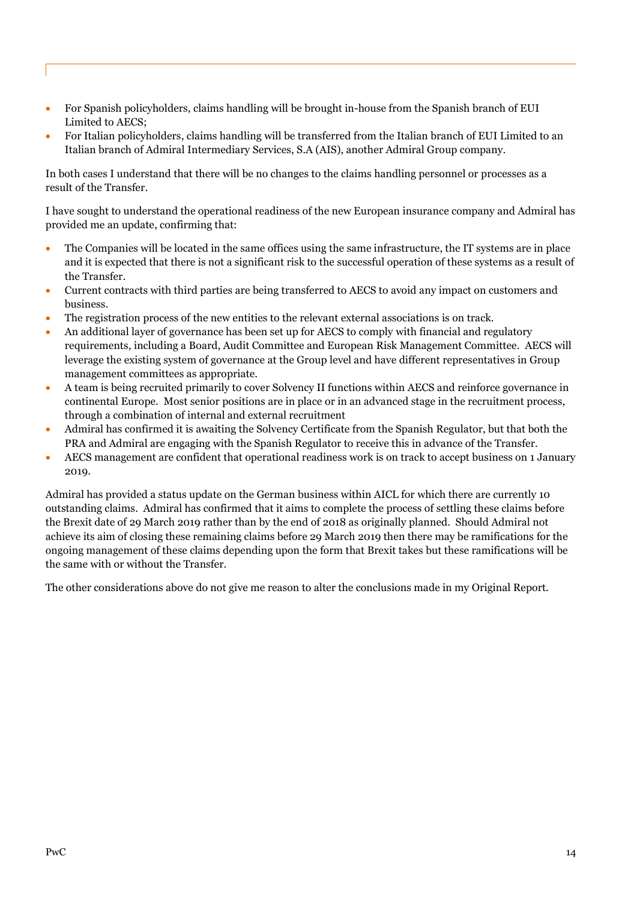- For Spanish policyholders, claims handling will be brought in-house from the Spanish branch of EUI Limited to AECS;
- For Italian policyholders, claims handling will be transferred from the Italian branch of EUI Limited to an Italian branch of Admiral Intermediary Services, S.A (AIS), another Admiral Group company.

In both cases I understand that there will be no changes to the claims handling personnel or processes as a result of the Transfer.

I have sought to understand the operational readiness of the new European insurance company and Admiral has provided me an update, confirming that:

- The Companies will be located in the same offices using the same infrastructure, the IT systems are in place and it is expected that there is not a significant risk to the successful operation of these systems as a result of the Transfer.
- Current contracts with third parties are being transferred to AECS to avoid any impact on customers and business.
- The registration process of the new entities to the relevant external associations is on track.
- An additional layer of governance has been set up for AECS to comply with financial and regulatory requirements, including a Board, Audit Committee and European Risk Management Committee. AECS will leverage the existing system of governance at the Group level and have different representatives in Group management committees as appropriate.
- A team is being recruited primarily to cover Solvency II functions within AECS and reinforce governance in continental Europe. Most senior positions are in place or in an advanced stage in the recruitment process, through a combination of internal and external recruitment
- Admiral has confirmed it is awaiting the Solvency Certificate from the Spanish Regulator, but that both the PRA and Admiral are engaging with the Spanish Regulator to receive this in advance of the Transfer.
- AECS management are confident that operational readiness work is on track to accept business on 1 January 2019.

Admiral has provided a status update on the German business within AICL for which there are currently 10 outstanding claims. Admiral has confirmed that it aims to complete the process of settling these claims before the Brexit date of 29 March 2019 rather than by the end of 2018 as originally planned. Should Admiral not achieve its aim of closing these remaining claims before 29 March 2019 then there may be ramifications for the ongoing management of these claims depending upon the form that Brexit takes but these ramifications will be the same with or without the Transfer.

The other considerations above do not give me reason to alter the conclusions made in my Original Report.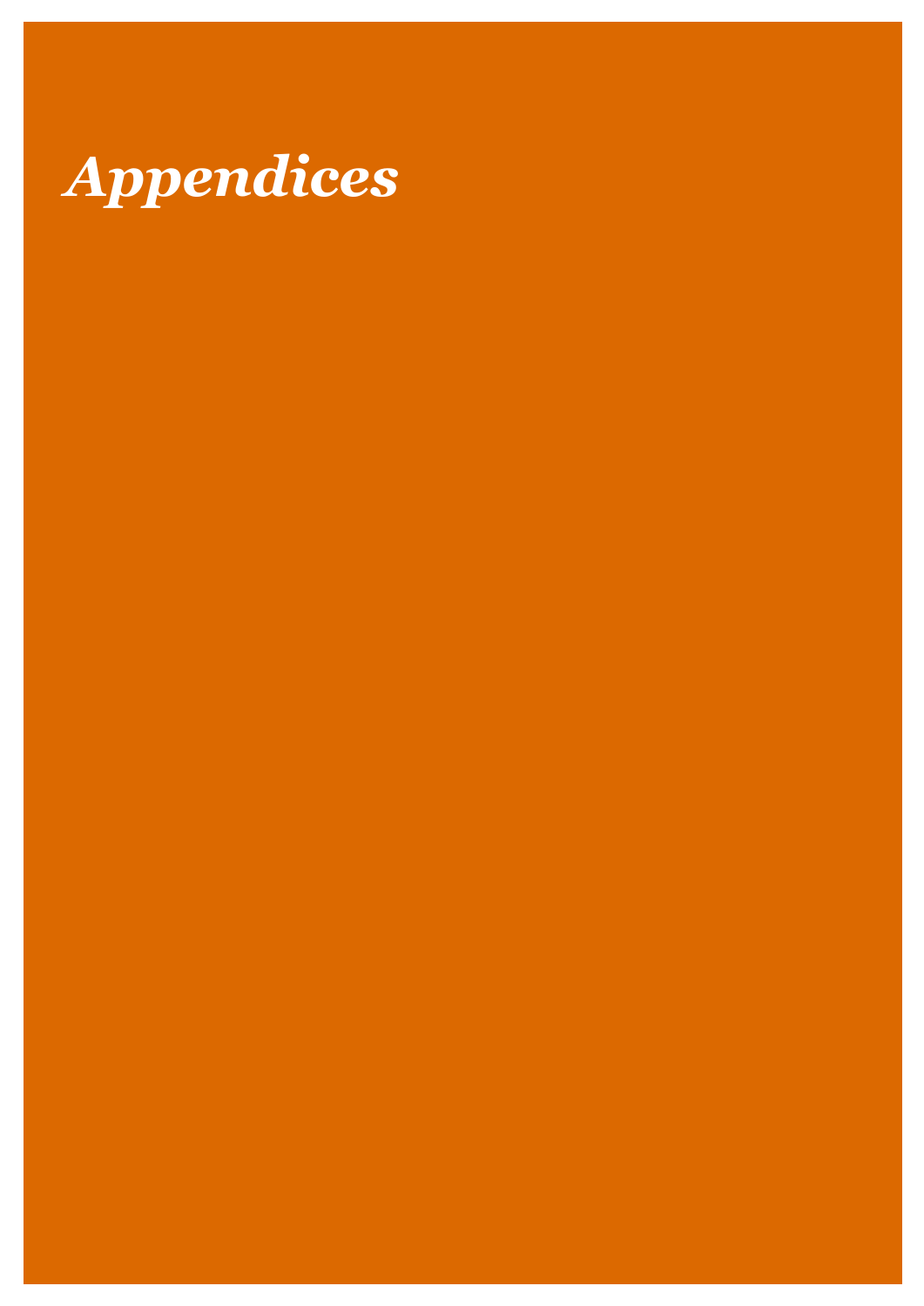# *Appendices*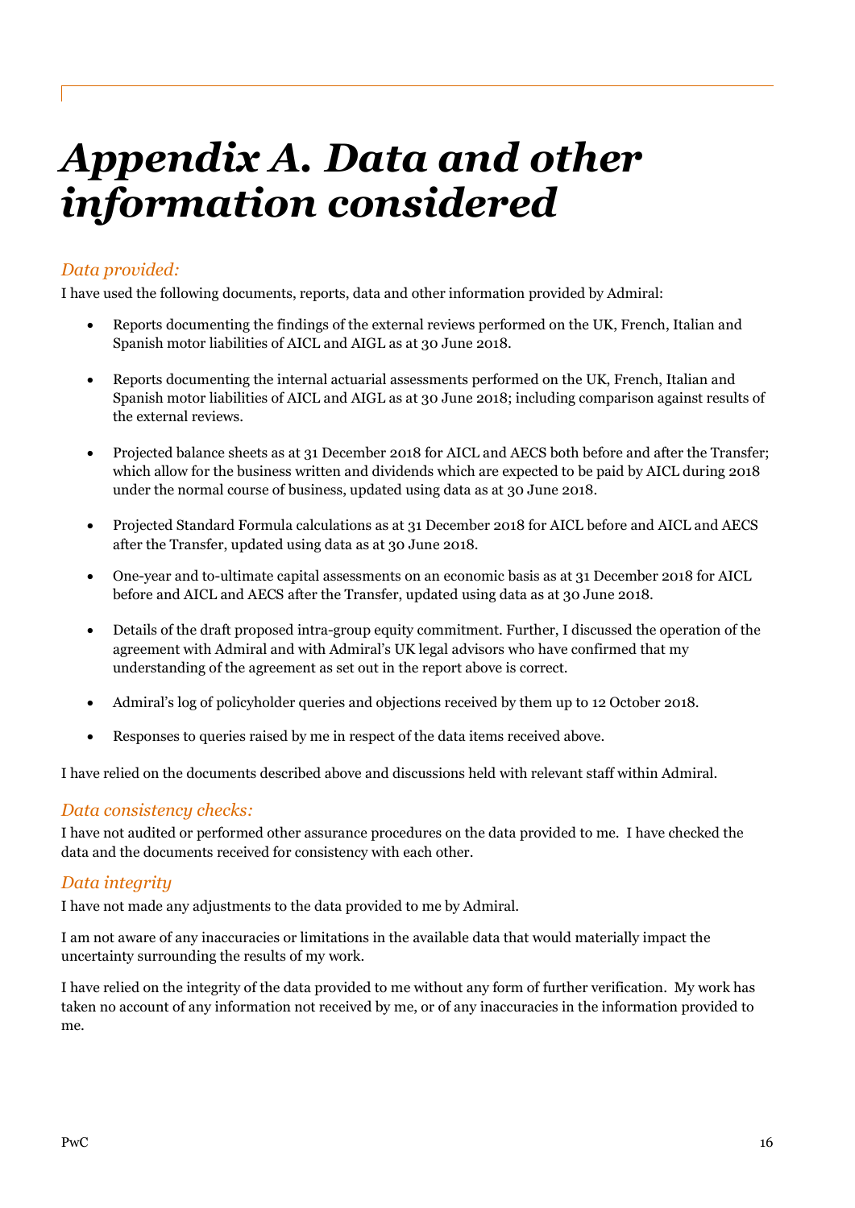# *Appendix A. Data and other information considered*

### *Data provided:*

I have used the following documents, reports, data and other information provided by Admiral:

- Reports documenting the findings of the external reviews performed on the UK, French, Italian and Spanish motor liabilities of AICL and AIGL as at 30 June 2018.
- Reports documenting the internal actuarial assessments performed on the UK, French, Italian and Spanish motor liabilities of AICL and AIGL as at 30 June 2018; including comparison against results of the external reviews.
- Projected balance sheets as at 31 December 2018 for AICL and AECS both before and after the Transfer; which allow for the business written and dividends which are expected to be paid by AICL during 2018 under the normal course of business, updated using data as at 30 June 2018.
- Projected Standard Formula calculations as at 31 December 2018 for AICL before and AICL and AECS after the Transfer, updated using data as at 30 June 2018.
- One-year and to-ultimate capital assessments on an economic basis as at 31 December 2018 for AICL before and AICL and AECS after the Transfer, updated using data as at 30 June 2018.
- Details of the draft proposed intra-group equity commitment. Further, I discussed the operation of the agreement with Admiral and with Admiral's UK legal advisors who have confirmed that my understanding of the agreement as set out in the report above is correct.
- Admiral's log of policyholder queries and objections received by them up to 12 October 2018.
- Responses to queries raised by me in respect of the data items received above.

I have relied on the documents described above and discussions held with relevant staff within Admiral.

### *Data consistency checks:*

I have not audited or performed other assurance procedures on the data provided to me. I have checked the data and the documents received for consistency with each other.

### *Data integrity*

I have not made any adjustments to the data provided to me by Admiral.

I am not aware of any inaccuracies or limitations in the available data that would materially impact the uncertainty surrounding the results of my work.

I have relied on the integrity of the data provided to me without any form of further verification. My work has taken no account of any information not received by me, or of any inaccuracies in the information provided to me.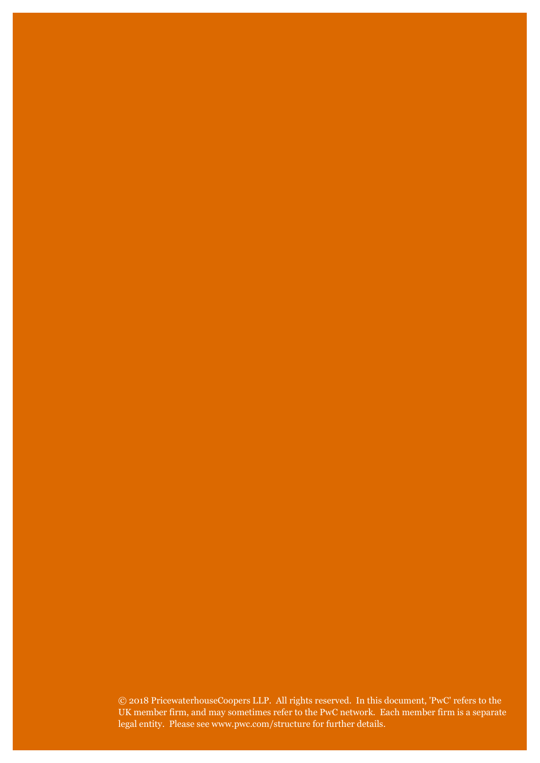© 2018 PricewaterhouseCoopers LLP. All rights reserved. In this document, 'PwC' refers to the UK member firm, and may sometimes refer to the PwC network. Each member firm is a separate legal entity. Please see www.pwc.com/structure for further details.